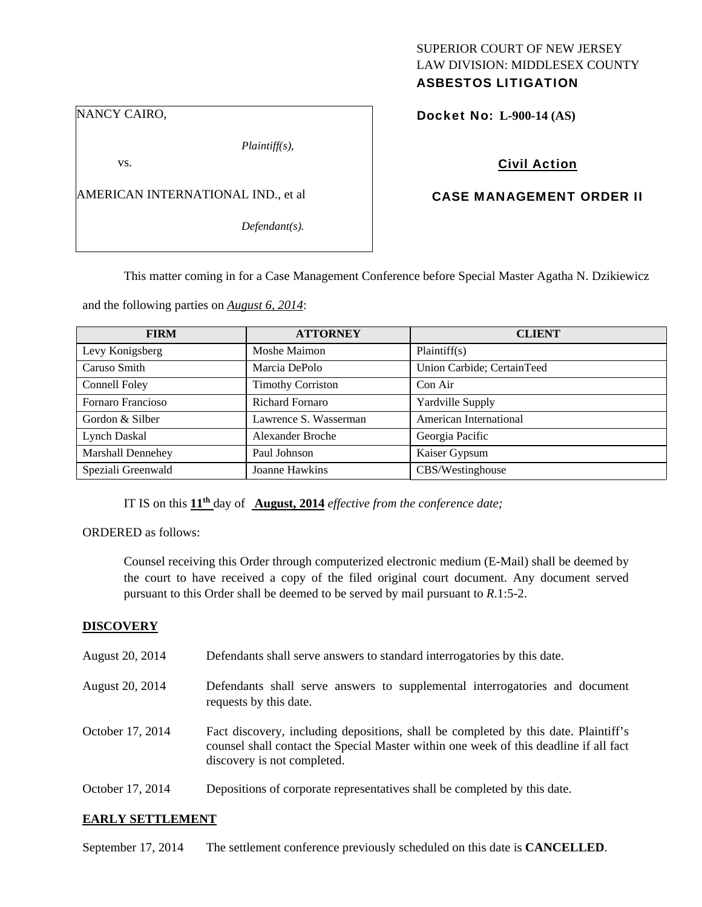SUPERIOR COURT OF NEW JERSEY
LAW DIVISION: MIDDLESEX COUNTY
**ASBESTOS LITIGATION**

NANCY CAIRO,

*Plaintiff(s),*

vs.

AMERICAN INTERNATIONAL IND., et al

*Defendant(s).*

**Docket No: L-900-14 (AS)**

**Civil Action**

**CASE MANAGEMENT ORDER II**

This matter coming in for a Case Management Conference before Special Master Agatha N. Dzikiewicz and the following parties on *August 6, 2014*:

| FIRM | ATTORNEY | CLIENT |
|---|---|---|
| Levy Konigsberg | Moshe Maimon | Plaintiff(s) |
| Caruso Smith | Marcia DePolo | Union Carbide; CertainTeed |
| Connell Foley | Timothy Corriston | Con Air |
| Fornaro Francioso | Richard Fornaro | Yardville Supply |
| Gordon & Silber | Lawrence S. Wasserman | American International |
| Lynch Daskal | Alexander Broche | Georgia Pacific |
| Marshall Dennehey | Paul Johnson | Kaiser Gypsum |
| Speziali Greenwald | Joanne Hawkins | CBS/Westinghouse |

IT IS on this **11th** day of **August, 2014** *effective from the conference date;*

ORDERED as follows:

Counsel receiving this Order through computerized electronic medium (E-Mail) shall be deemed by the court to have received a copy of the filed original court document. Any document served pursuant to this Order shall be deemed to be served by mail pursuant to *R*.1:5-2.

## DISCOVERY

| | |
|---|---|
| August 20, 2014 | Defendants shall serve answers to standard interrogatories by this date. |
| August 20, 2014 | Defendants shall serve answers to supplemental interrogatories and document requests by this date. |
| October 17, 2014 | Fact discovery, including depositions, shall be completed by this date. Plaintiff's counsel shall contact the Special Master within one week of this deadline if all fact discovery is not completed. |
| October 17, 2014 | Depositions of corporate representatives shall be completed by this date. |

## EARLY SETTLEMENT

| | |
|---|---|
| September 17, 2014 | The settlement conference previously scheduled on this date is **CANCELLED**. |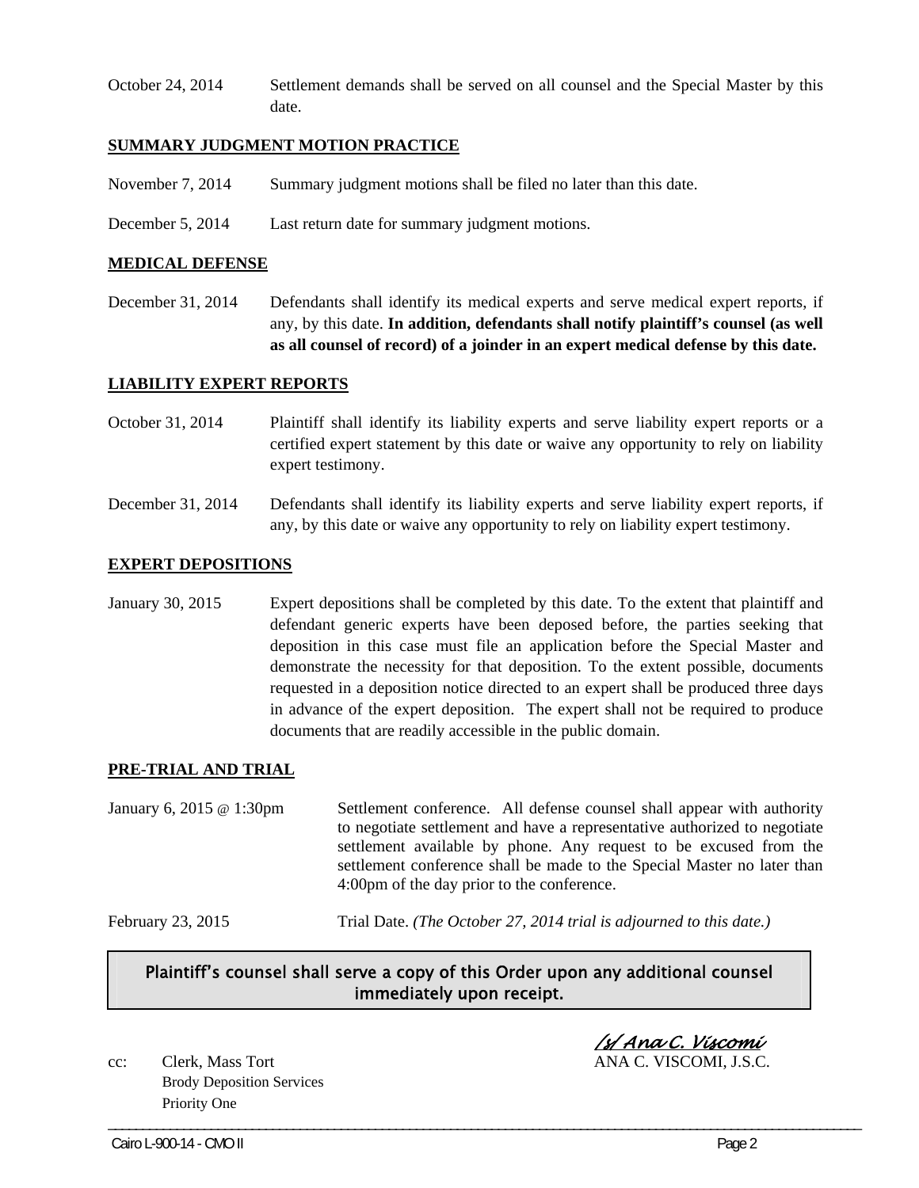October 24, 2014 Settlement demands shall be served on all counsel and the Special Master by this date.

**SUMMARY JUDGMENT MOTION PRACTICE**

November 7, 2014 Summary judgment motions shall be filed no later than this date.

December 5, 2014 Last return date for summary judgment motions.

**MEDICAL DEFENSE**

December 31, 2014 Defendants shall identify its medical experts and serve medical expert reports, if any, by this date. **In addition, defendants shall notify plaintiff's counsel (as well as all counsel of record) of a joinder in an expert medical defense by this date.**

**LIABILITY EXPERT REPORTS**

October 31, 2014 Plaintiff shall identify its liability experts and serve liability expert reports or a certified expert statement by this date or waive any opportunity to rely on liability expert testimony.

December 31, 2014 Defendants shall identify its liability experts and serve liability expert reports, if any, by this date or waive any opportunity to rely on liability expert testimony.

**EXPERT DEPOSITIONS**

January 30, 2015 Expert depositions shall be completed by this date. To the extent that plaintiff and defendant generic experts have been deposed before, the parties seeking that deposition in this case must file an application before the Special Master and demonstrate the necessity for that deposition. To the extent possible, documents requested in a deposition notice directed to an expert shall be produced three days in advance of the expert deposition. The expert shall not be required to produce documents that are readily accessible in the public domain.

**PRE-TRIAL AND TRIAL**

January 6, 2015 @ 1:30pm Settlement conference. All defense counsel shall appear with authority to negotiate settlement and have a representative authorized to negotiate settlement available by phone. Any request to be excused from the settlement conference shall be made to the Special Master no later than 4:00pm of the day prior to the conference.

February 23, 2015 Trial Date. *(The October 27, 2014 trial is adjourned to this date.)*

**Plaintiff's counsel shall serve a copy of this Order upon any additional counsel immediately upon receipt.**

*/s/ Ana C. Viscomi*
ANA C. VISCOMI, J.S.C.

cc: Clerk, Mass Tort
Brody Deposition Services
Priority One

Cairo L-900-14 - CMO II